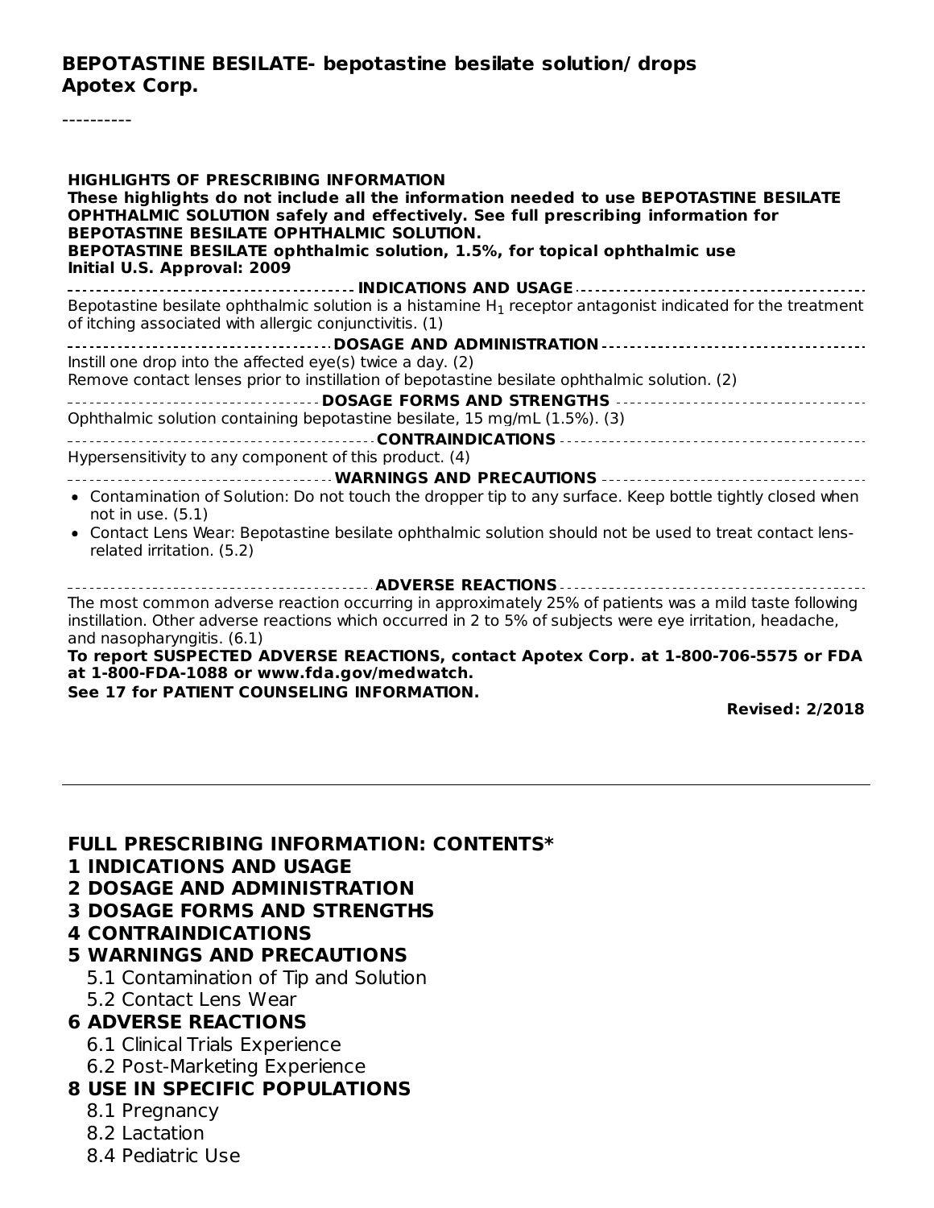**BEPOTASTINE BESILATE- bepotastine besilate solution/ drops**
**Apotex Corp.**

----------

**HIGHLIGHTS OF PRESCRIBING INFORMATION**
**These highlights do not include all the information needed to use BEPOTASTINE BESILATE OPHTHALMIC SOLUTION safely and effectively. See full prescribing information for BEPOTASTINE BESILATE OPHTHALMIC SOLUTION.**
**BEPOTASTINE BESILATE ophthalmic solution, 1.5%, for topical ophthalmic use**
**Initial U.S. Approval: 2009**

**INDICATIONS AND USAGE**

Bepotastine besilate ophthalmic solution is a histamine $H_1$ receptor antagonist indicated for the treatment of itching associated with allergic conjunctivitis. (1)

**DOSAGE AND ADMINISTRATION**

Instill one drop into the affected eye(s) twice a day. (2)
Remove contact lenses prior to instillation of bepotastine besilate ophthalmic solution. (2)

**DOSAGE FORMS AND STRENGTHS**

Ophthalmic solution containing bepotastine besilate, 15 mg/mL (1.5%). (3)

**CONTRAINDICATIONS**

Hypersensitivity to any component of this product. (4)

**WARNINGS AND PRECAUTIONS**

- Contamination of Solution: Do not touch the dropper tip to any surface. Keep bottle tightly closed when not in use. (5.1)
- Contact Lens Wear: Bepotastine besilate ophthalmic solution should not be used to treat contact lens-related irritation. (5.2)

**ADVERSE REACTIONS**

The most common adverse reaction occurring in approximately 25% of patients was a mild taste following instillation. Other adverse reactions which occurred in 2 to 5% of subjects were eye irritation, headache, and nasopharyngitis. (6.1)

**To report SUSPECTED ADVERSE REACTIONS, contact Apotex Corp. at 1-800-706-5575 or FDA at 1-800-FDA-1088 or www.fda.gov/medwatch.**

**See 17 for PATIENT COUNSELING INFORMATION.**

**Revised: 2/2018**

---

**FULL PRESCRIBING INFORMATION: CONTENTS***

**1 INDICATIONS AND USAGE**
**2 DOSAGE AND ADMINISTRATION**
**3 DOSAGE FORMS AND STRENGTHS**
**4 CONTRAINDICATIONS**
**5 WARNINGS AND PRECAUTIONS**
- 5.1 Contamination of Tip and Solution
- 5.2 Contact Lens Wear

**6 ADVERSE REACTIONS**
- 6.1 Clinical Trials Experience
- 6.2 Post-Marketing Experience

**8 USE IN SPECIFIC POPULATIONS**
- 8.1 Pregnancy
- 8.2 Lactation
- 8.4 Pediatric Use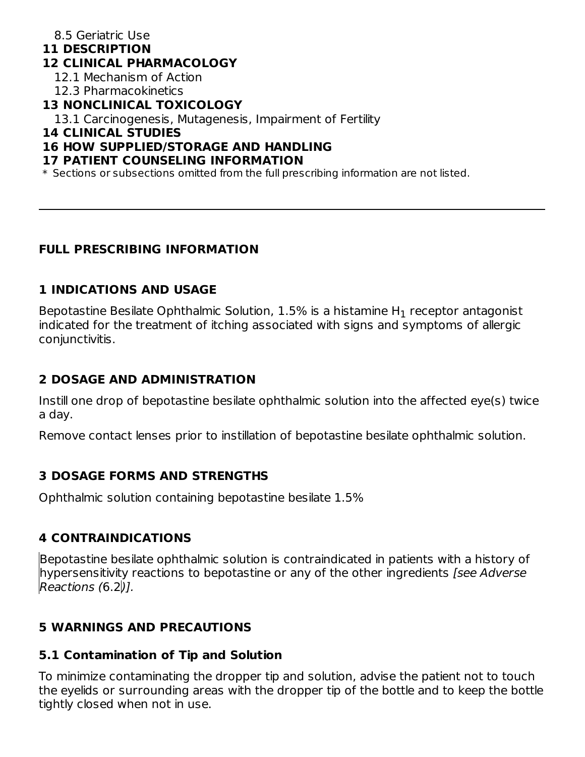8.5 Geriatric Use

**11 DESCRIPTION**

**12 CLINICAL PHARMACOLOGY**

12.1 Mechanism of Action

12.3 Pharmacokinetics

**13 NONCLINICAL TOXICOLOGY**

13.1 Carcinogenesis, Mutagenesis, Impairment of Fertility

**14 CLINICAL STUDIES**

**16 HOW SUPPLIED/STORAGE AND HANDLING**

**17 PATIENT COUNSELING INFORMATION**

* Sections or subsections omitted from the full prescribing information are not listed.

---

## FULL PRESCRIBING INFORMATION

### 1 INDICATIONS AND USAGE

Bepotastine Besilate Ophthalmic Solution, 1.5% is a histamine $H_1$ receptor antagonist indicated for the treatment of itching associated with signs and symptoms of allergic conjunctivitis.

### 2 DOSAGE AND ADMINISTRATION

Instill one drop of bepotastine besilate ophthalmic solution into the affected eye(s) twice a day.

Remove contact lenses prior to instillation of bepotastine besilate ophthalmic solution.

### 3 DOSAGE FORMS AND STRENGTHS

Ophthalmic solution containing bepotastine besilate 1.5%

### 4 CONTRAINDICATIONS

Bepotastine besilate ophthalmic solution is contraindicated in patients with a history of hypersensitivity reactions to bepotastine or any of the other ingredients *[see Adverse Reactions (*6.2*)].*

### 5 WARNINGS AND PRECAUTIONS

#### 5.1 Contamination of Tip and Solution

To minimize contaminating the dropper tip and solution, advise the patient not to touch the eyelids or surrounding areas with the dropper tip of the bottle and to keep the bottle tightly closed when not in use.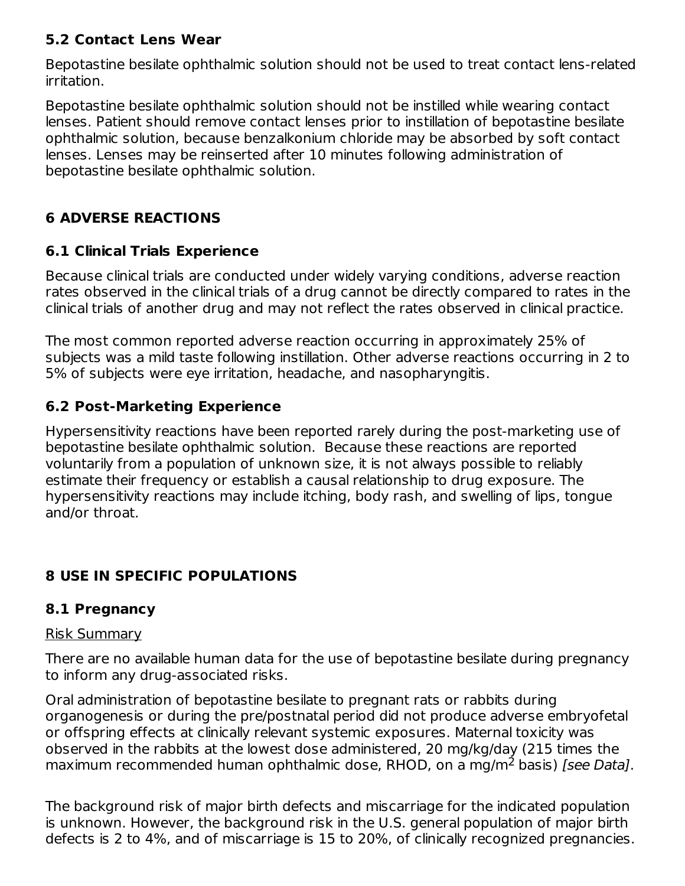### 5.2 Contact Lens Wear

Bepotastine besilate ophthalmic solution should not be used to treat contact lens-related irritation.

Bepotastine besilate ophthalmic solution should not be instilled while wearing contact lenses. Patient should remove contact lenses prior to instillation of bepotastine besilate ophthalmic solution, because benzalkonium chloride may be absorbed by soft contact lenses. Lenses may be reinserted after 10 minutes following administration of bepotastine besilate ophthalmic solution.

## 6 ADVERSE REACTIONS

### 6.1 Clinical Trials Experience

Because clinical trials are conducted under widely varying conditions, adverse reaction rates observed in the clinical trials of a drug cannot be directly compared to rates in the clinical trials of another drug and may not reflect the rates observed in clinical practice.

The most common reported adverse reaction occurring in approximately 25% of subjects was a mild taste following instillation. Other adverse reactions occurring in 2 to 5% of subjects were eye irritation, headache, and nasopharyngitis.

### 6.2 Post-Marketing Experience

Hypersensitivity reactions have been reported rarely during the post-marketing use of bepotastine besilate ophthalmic solution. Because these reactions are reported voluntarily from a population of unknown size, it is not always possible to reliably estimate their frequency or establish a causal relationship to drug exposure. The hypersensitivity reactions may include itching, body rash, and swelling of lips, tongue and/or throat.

## 8 USE IN SPECIFIC POPULATIONS

### 8.1 Pregnancy

Risk Summary

There are no available human data for the use of bepotastine besilate during pregnancy to inform any drug-associated risks.

Oral administration of bepotastine besilate to pregnant rats or rabbits during organogenesis or during the pre/postnatal period did not produce adverse embryofetal or offspring effects at clinically relevant systemic exposures. Maternal toxicity was observed in the rabbits at the lowest dose administered, 20 mg/kg/day (215 times the maximum recommended human ophthalmic dose, RHOD, on a mg/$m^2$ basis) *[see Data]*.

The background risk of major birth defects and miscarriage for the indicated population is unknown. However, the background risk in the U.S. general population of major birth defects is 2 to 4%, and of miscarriage is 15 to 20%, of clinically recognized pregnancies.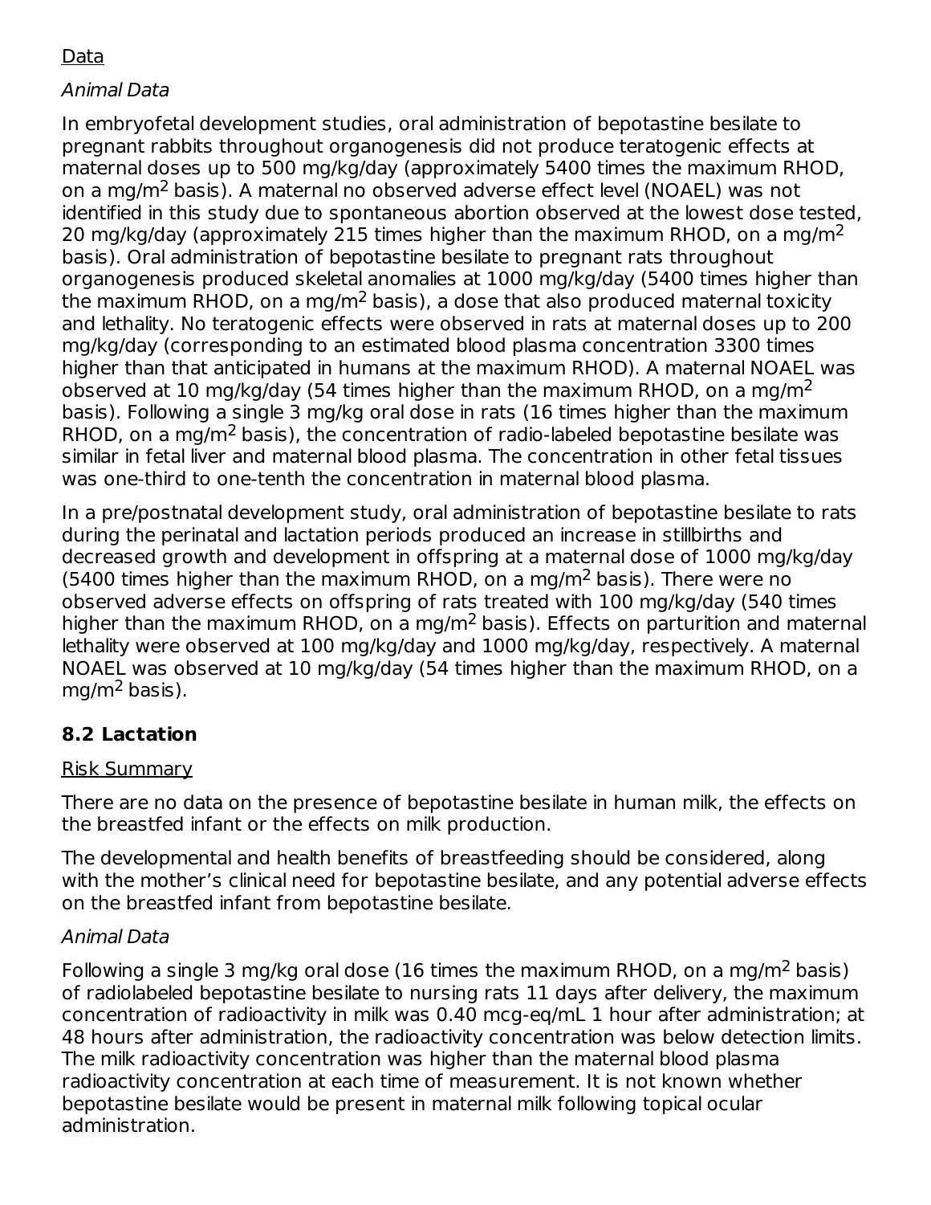Data

*Animal Data*

In embryofetal development studies, oral administration of bepotastine besilate to pregnant rabbits throughout organogenesis did not produce teratogenic effects at maternal doses up to 500 mg/kg/day (approximately 5400 times the maximum RHOD, on a mg/$m^2$ basis). A maternal no observed adverse effect level (NOAEL) was not identified in this study due to spontaneous abortion observed at the lowest dose tested, 20 mg/kg/day (approximately 215 times higher than the maximum RHOD, on a mg/$m^2$ basis). Oral administration of bepotastine besilate to pregnant rats throughout organogenesis produced skeletal anomalies at 1000 mg/kg/day (5400 times higher than the maximum RHOD, on a mg/$m^2$ basis), a dose that also produced maternal toxicity and lethality. No teratogenic effects were observed in rats at maternal doses up to 200 mg/kg/day (corresponding to an estimated blood plasma concentration 3300 times higher than that anticipated in humans at the maximum RHOD). A maternal NOAEL was observed at 10 mg/kg/day (54 times higher than the maximum RHOD, on a mg/$m^2$ basis). Following a single 3 mg/kg oral dose in rats (16 times higher than the maximum RHOD, on a mg/$m^2$ basis), the concentration of radio-labeled bepotastine besilate was similar in fetal liver and maternal blood plasma. The concentration in other fetal tissues was one-third to one-tenth the concentration in maternal blood plasma.

In a pre/postnatal development study, oral administration of bepotastine besilate to rats during the perinatal and lactation periods produced an increase in stillbirths and decreased growth and development in offspring at a maternal dose of 1000 mg/kg/day (5400 times higher than the maximum RHOD, on a mg/$m^2$ basis). There were no observed adverse effects on offspring of rats treated with 100 mg/kg/day (540 times higher than the maximum RHOD, on a mg/$m^2$ basis). Effects on parturition and maternal lethality were observed at 100 mg/kg/day and 1000 mg/kg/day, respectively. A maternal NOAEL was observed at 10 mg/kg/day (54 times higher than the maximum RHOD, on a mg/$m^2$ basis).

## 8.2 Lactation

Risk Summary

There are no data on the presence of bepotastine besilate in human milk, the effects on the breastfed infant or the effects on milk production.

The developmental and health benefits of breastfeeding should be considered, along with the mother's clinical need for bepotastine besilate, and any potential adverse effects on the breastfed infant from bepotastine besilate.

*Animal Data*

Following a single 3 mg/kg oral dose (16 times the maximum RHOD, on a mg/$m^2$ basis) of radiolabeled bepotastine besilate to nursing rats 11 days after delivery, the maximum concentration of radioactivity in milk was 0.40 mcg-eq/mL 1 hour after administration; at 48 hours after administration, the radioactivity concentration was below detection limits. The milk radioactivity concentration was higher than the maternal blood plasma radioactivity concentration at each time of measurement. It is not known whether bepotastine besilate would be present in maternal milk following topical ocular administration.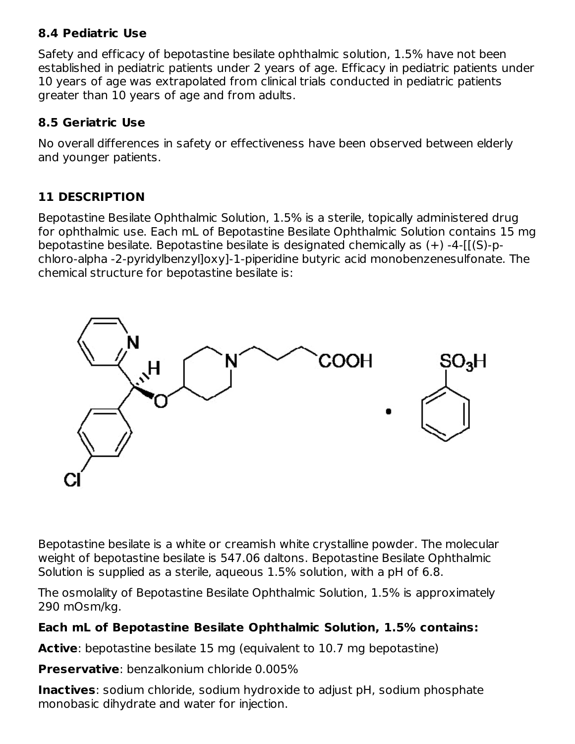### 8.4 Pediatric Use

Safety and efficacy of bepotastine besilate ophthalmic solution, 1.5% have not been established in pediatric patients under 2 years of age. Efficacy in pediatric patients under 10 years of age was extrapolated from clinical trials conducted in pediatric patients greater than 10 years of age and from adults.

### 8.5 Geriatric Use

No overall differences in safety or effectiveness have been observed between elderly and younger patients.

## 11 DESCRIPTION

Bepotastine Besilate Ophthalmic Solution, 1.5% is a sterile, topically administered drug for ophthalmic use. Each mL of Bepotastine Besilate Ophthalmic Solution contains 15 mg bepotastine besilate. Bepotastine besilate is designated chemically as (+) -4-[[(S)-p-chloro-alpha -2-pyridylbenzyl]oxy]-1-piperidine butyric acid monobenzenesulfonate. The chemical structure for bepotastine besilate is:

Bepotastine besilate is a white or creamish white crystalline powder. The molecular weight of bepotastine besilate is 547.06 daltons. Bepotastine Besilate Ophthalmic Solution is supplied as a sterile, aqueous 1.5% solution, with a pH of 6.8.

The osmolality of Bepotastine Besilate Ophthalmic Solution, 1.5% is approximately 290 mOsm/kg.

**Each mL of Bepotastine Besilate Ophthalmic Solution, 1.5% contains:**

**Active**: bepotastine besilate 15 mg (equivalent to 10.7 mg bepotastine)

**Preservative**: benzalkonium chloride 0.005%

**Inactives**: sodium chloride, sodium hydroxide to adjust pH, sodium phosphate monobasic dihydrate and water for injection.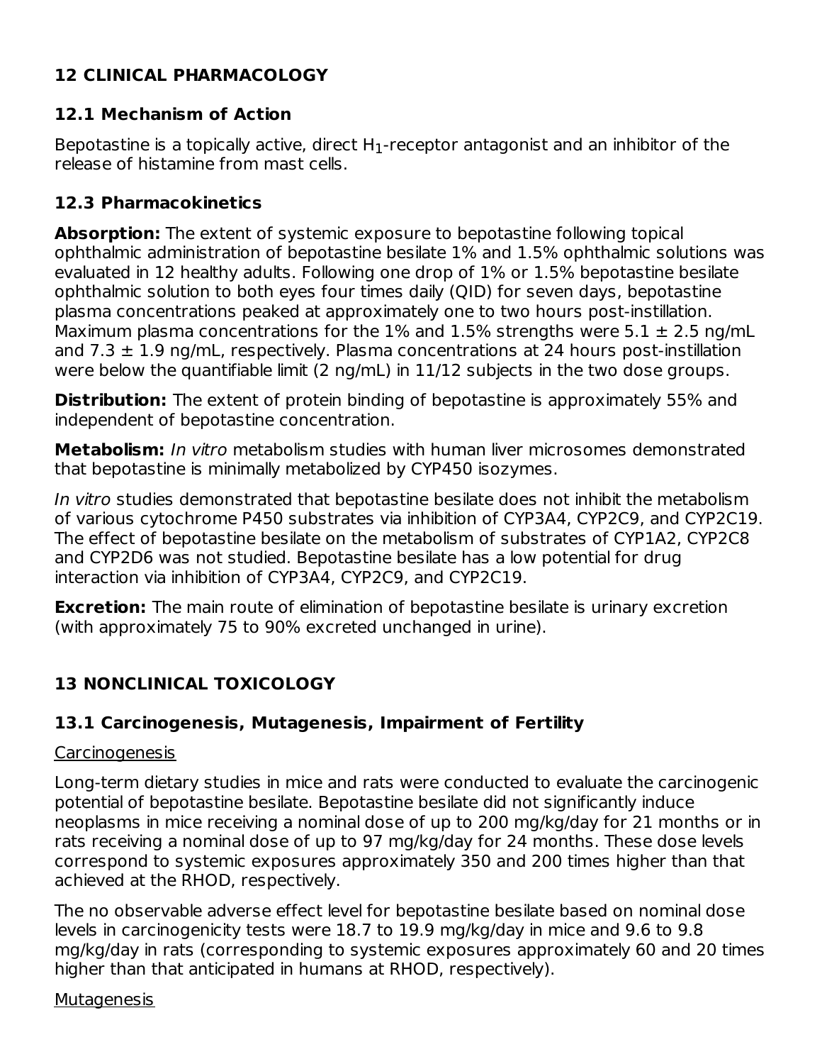## 12 CLINICAL PHARMACOLOGY

### 12.1 Mechanism of Action

Bepotastine is a topically active, direct $H_1$-receptor antagonist and an inhibitor of the release of histamine from mast cells.

### 12.3 Pharmacokinetics

**Absorption:** The extent of systemic exposure to bepotastine following topical ophthalmic administration of bepotastine besilate 1% and 1.5% ophthalmic solutions was evaluated in 12 healthy adults. Following one drop of 1% or 1.5% bepotastine besilate ophthalmic solution to both eyes four times daily (QID) for seven days, bepotastine plasma concentrations peaked at approximately one to two hours post-instillation. Maximum plasma concentrations for the 1% and 1.5% strengths were 5.1 ± 2.5 ng/mL and 7.3 ± 1.9 ng/mL, respectively. Plasma concentrations at 24 hours post-instillation were below the quantifiable limit (2 ng/mL) in 11/12 subjects in the two dose groups.

**Distribution:** The extent of protein binding of bepotastine is approximately 55% and independent of bepotastine concentration.

**Metabolism:** *In vitro* metabolism studies with human liver microsomes demonstrated that bepotastine is minimally metabolized by CYP450 isozymes.

*In vitro* studies demonstrated that bepotastine besilate does not inhibit the metabolism of various cytochrome P450 substrates via inhibition of CYP3A4, CYP2C9, and CYP2C19. The effect of bepotastine besilate on the metabolism of substrates of CYP1A2, CYP2C8 and CYP2D6 was not studied. Bepotastine besilate has a low potential for drug interaction via inhibition of CYP3A4, CYP2C9, and CYP2C19.

**Excretion:** The main route of elimination of bepotastine besilate is urinary excretion (with approximately 75 to 90% excreted unchanged in urine).

## 13 NONCLINICAL TOXICOLOGY

### 13.1 Carcinogenesis, Mutagenesis, Impairment of Fertility

Carcinogenesis

Long-term dietary studies in mice and rats were conducted to evaluate the carcinogenic potential of bepotastine besilate. Bepotastine besilate did not significantly induce neoplasms in mice receiving a nominal dose of up to 200 mg/kg/day for 21 months or in rats receiving a nominal dose of up to 97 mg/kg/day for 24 months. These dose levels correspond to systemic exposures approximately 350 and 200 times higher than that achieved at the RHOD, respectively.

The no observable adverse effect level for bepotastine besilate based on nominal dose levels in carcinogenicity tests were 18.7 to 19.9 mg/kg/day in mice and 9.6 to 9.8 mg/kg/day in rats (corresponding to systemic exposures approximately 60 and 20 times higher than that anticipated in humans at RHOD, respectively).

Mutagenesis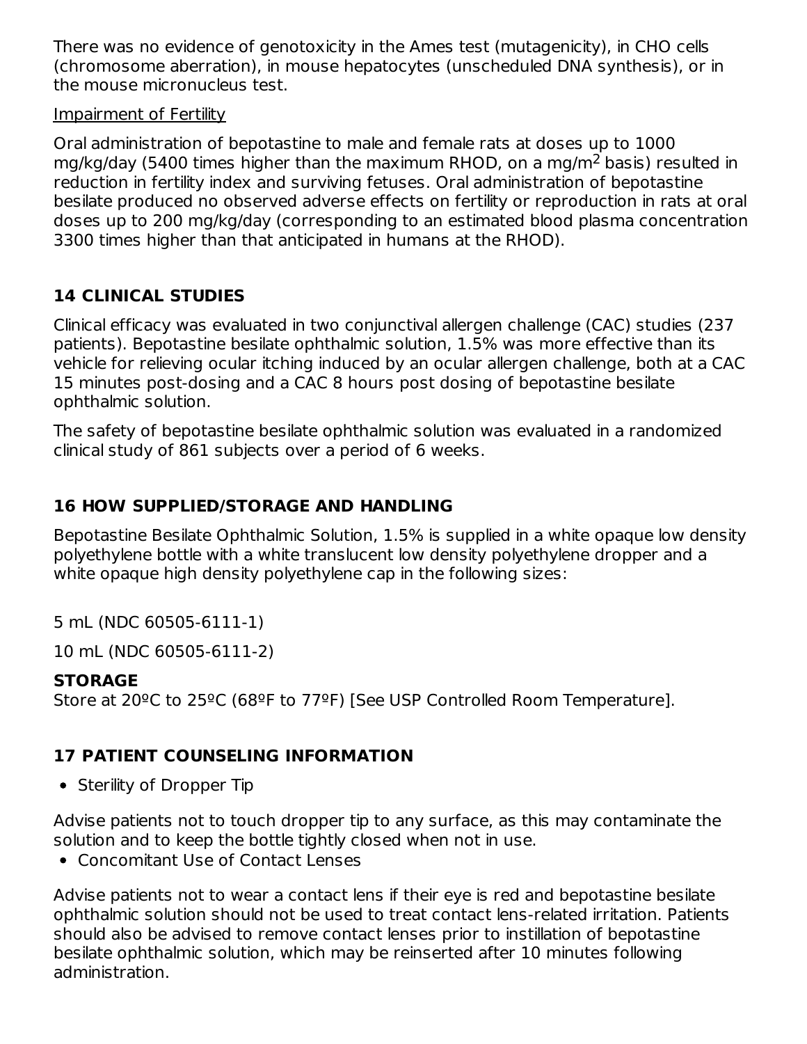There was no evidence of genotoxicity in the Ames test (mutagenicity), in CHO cells (chromosome aberration), in mouse hepatocytes (unscheduled DNA synthesis), or in the mouse micronucleus test.

Impairment of Fertility

Oral administration of bepotastine to male and female rats at doses up to 1000 mg/kg/day (5400 times higher than the maximum RHOD, on a mg/$m^2$ basis) resulted in reduction in fertility index and surviving fetuses. Oral administration of bepotastine besilate produced no observed adverse effects on fertility or reproduction in rats at oral doses up to 200 mg/kg/day (corresponding to an estimated blood plasma concentration 3300 times higher than that anticipated in humans at the RHOD).

## 14 CLINICAL STUDIES

Clinical efficacy was evaluated in two conjunctival allergen challenge (CAC) studies (237 patients). Bepotastine besilate ophthalmic solution, 1.5% was more effective than its vehicle for relieving ocular itching induced by an ocular allergen challenge, both at a CAC 15 minutes post-dosing and a CAC 8 hours post dosing of bepotastine besilate ophthalmic solution.

The safety of bepotastine besilate ophthalmic solution was evaluated in a randomized clinical study of 861 subjects over a period of 6 weeks.

## 16 HOW SUPPLIED/STORAGE AND HANDLING

Bepotastine Besilate Ophthalmic Solution, 1.5% is supplied in a white opaque low density polyethylene bottle with a white translucent low density polyethylene dropper and a white opaque high density polyethylene cap in the following sizes:

5 mL (NDC 60505-6111-1)

10 mL (NDC 60505-6111-2)

**STORAGE**

Store at 20ºC to 25ºC (68ºF to 77ºF) [See USP Controlled Room Temperature].

## 17 PATIENT COUNSELING INFORMATION

- Sterility of Dropper Tip

Advise patients not to touch dropper tip to any surface, as this may contaminate the solution and to keep the bottle tightly closed when not in use.

- Concomitant Use of Contact Lenses

Advise patients not to wear a contact lens if their eye is red and bepotastine besilate ophthalmic solution should not be used to treat contact lens-related irritation. Patients should also be advised to remove contact lenses prior to instillation of bepotastine besilate ophthalmic solution, which may be reinserted after 10 minutes following administration.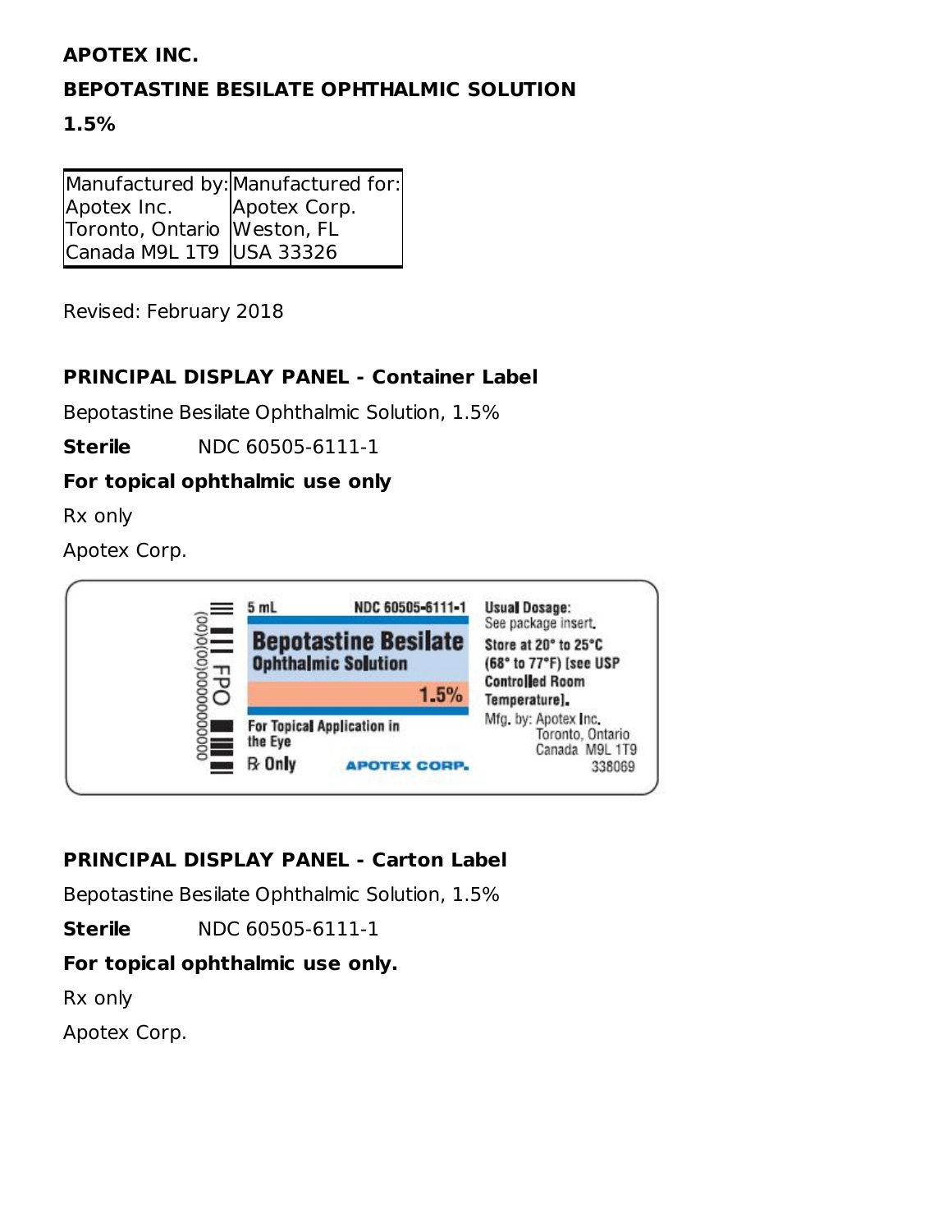**APOTEX INC.**

**BEPOTASTINE BESILATE OPHTHALMIC SOLUTION**

**1.5%**

| Manufactured by: | Manufactured for: |
| --- | --- |
| Apotex Inc. | Apotex Corp. |
| Toronto, Ontario | Weston, FL |
| Canada M9L 1T9 | USA 33326 |

Revised: February 2018

## PRINCIPAL DISPLAY PANEL - Container Label

Bepotastine Besilate Ophthalmic Solution, 1.5%

**Sterile** NDC 60505-6111-1

**For topical ophthalmic use only**

Rx only

Apotex Corp.

5 mL NDC 60505-6111-1

**Bepotastine Besilate Ophthalmic Solution**

**1.5%**

For Topical Application in the Eye

℞ Only

APOTEX CORP.

Usual Dosage: See package insert.

Store at 20° to 25°C (68° to 77°F) [see USP Controlled Room Temperature].

Mfg. by: Apotex Inc. Toronto, Ontario Canada M9L 1T9

338069

## PRINCIPAL DISPLAY PANEL - Carton Label

Bepotastine Besilate Ophthalmic Solution, 1.5%

**Sterile** NDC 60505-6111-1

**For topical ophthalmic use only.**

Rx only

Apotex Corp.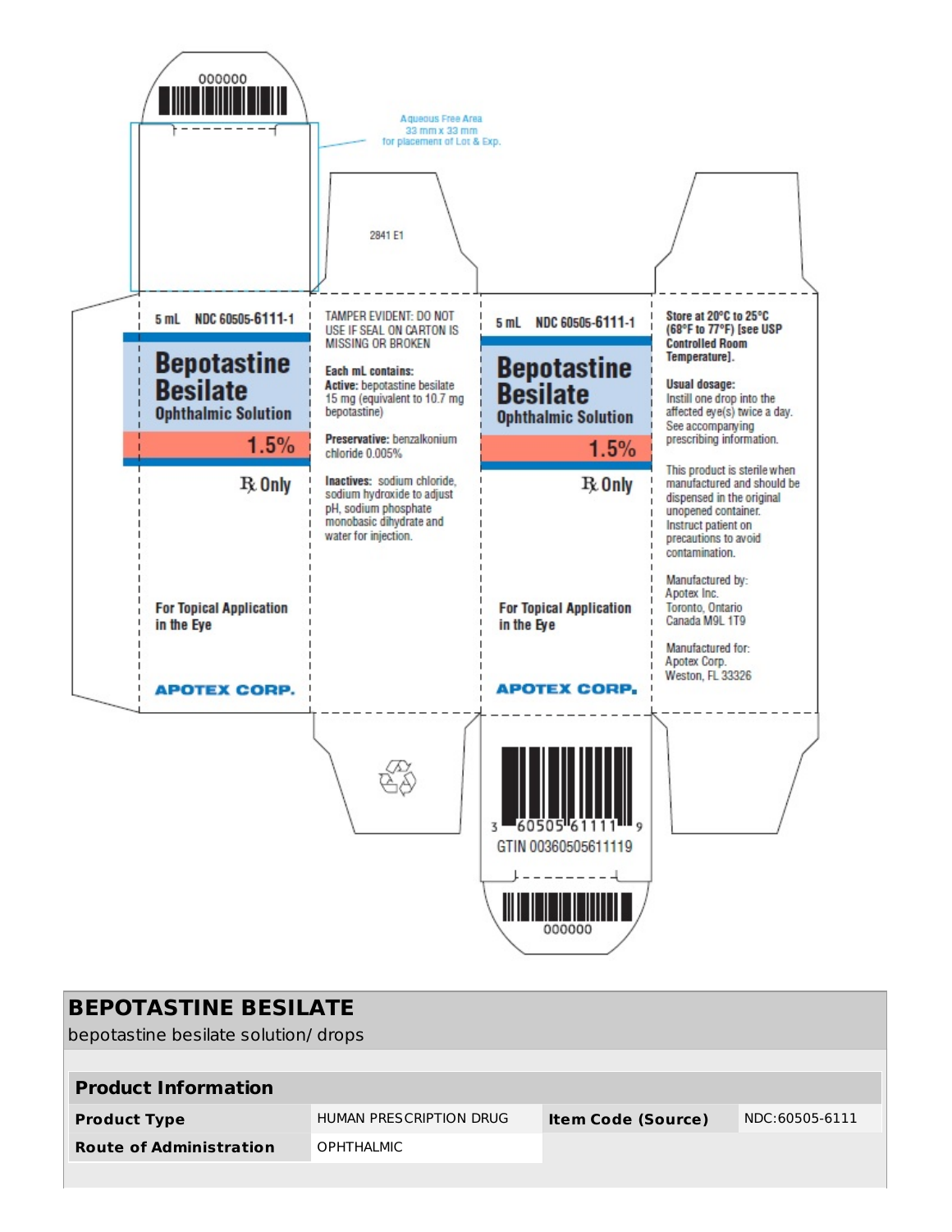000000

Aqueous Free Area
33 mm x 33 mm
for placement of Lot & Exp.

2841 E1

5 mL NDC 60505-6111-1

**Bepotastine Besilate**
**Ophthalmic Solution**
**1.5%**

℞ Only

For Topical Application in the Eye

APOTEX CORP.

TAMPER EVIDENT: DO NOT USE IF SEAL ON CARTON IS MISSING OR BROKEN

**Each mL contains:**
**Active:** bepotastine besilate 15 mg (equivalent to 10.7 mg bepotastine)

**Preservative:** benzalkonium chloride 0.005%

**Inactives:** sodium chloride, sodium hydroxide to adjust pH, sodium phosphate monobasic dihydrate and water for injection.

5 mL NDC 60505-6111-1

**Bepotastine Besilate**
**Ophthalmic Solution**
**1.5%**

℞ Only

For Topical Application in the Eye

APOTEX CORP.

**Store at 20°C to 25°C (68°F to 77°F) [see USP Controlled Room Temperature].**

**Usual dosage:**
Instill one drop into the affected eye(s) twice a day. See accompanying prescribing information.

This product is sterile when manufactured and should be dispensed in the original unopened container. Instruct patient on precautions to avoid contamination.

Manufactured by:
Apotex Inc.
Toronto, Ontario
Canada M9L 1T9

Manufactured for:
Apotex Corp.
Weston, FL 33326

3 60505 61111 9
GTIN 00360505611119

000000

# BEPOTASTINE BESILATE

bepotastine besilate solution/ drops

| Product Information | | | |
|---|---|---|---|
| **Product Type** | HUMAN PRESCRIPTION DRUG | **Item Code (Source)** | NDC:60505-6111 |
| **Route of Administration** | OPHTHALMIC | | |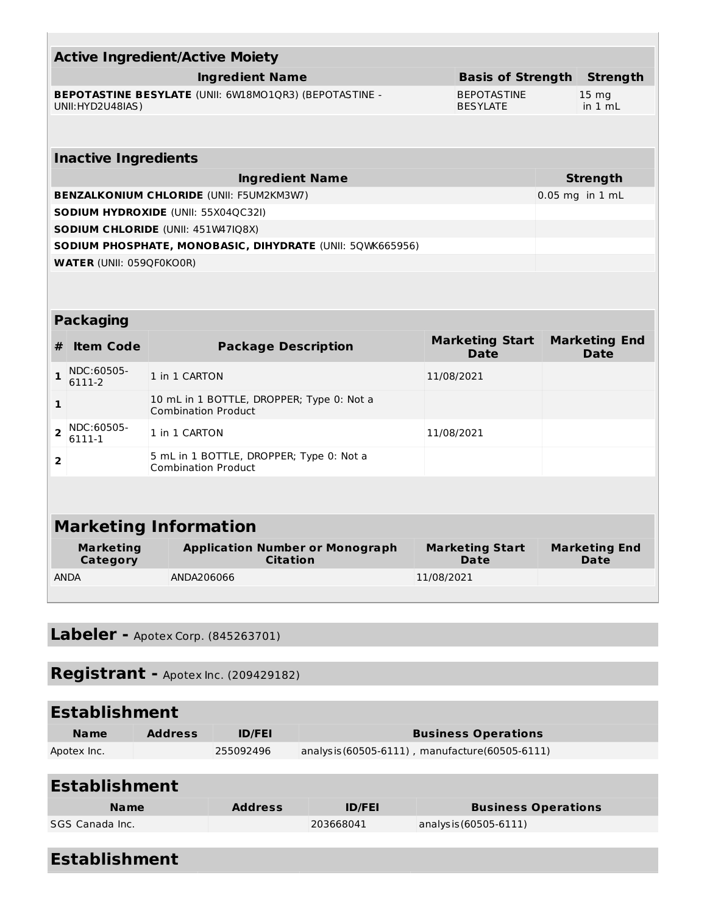## Active Ingredient/Active Moiety

| Ingredient Name | Basis of Strength | Strength |
|---|---|---|
| **BEPOTASTINE BESYLATE** (UNII: 6W18MO1QR3) (BEPOTASTINE - UNII:HYD2U48IAS) | BEPOTASTINE BESYLATE | 15 mg in 1 mL |

## Inactive Ingredients

| Ingredient Name | Strength |
|---|---|
| **BENZALKONIUM CHLORIDE** (UNII: F5UM2KM3W7) | 0.05 mg in 1 mL |
| **SODIUM HYDROXIDE** (UNII: 55X04QC32I) | |
| **SODIUM CHLORIDE** (UNII: 451W47IQ8X) | |
| **SODIUM PHOSPHATE, MONOBASIC, DIHYDRATE** (UNII: 5QWK665956) | |
| **WATER** (UNII: 059QF0KO0R) | |

## Packaging

| # | Item Code | Package Description | Marketing Start Date | Marketing End Date |
|---|---|---|---|---|
| 1 | NDC:60505-6111-2 | 1 in 1 CARTON | 11/08/2021 | |
| 1 | | 10 mL in 1 BOTTLE, DROPPER; Type 0: Not a Combination Product | | |
| 2 | NDC:60505-6111-1 | 1 in 1 CARTON | 11/08/2021 | |
| 2 | | 5 mL in 1 BOTTLE, DROPPER; Type 0: Not a Combination Product | | |

## Marketing Information

| Marketing Category | Application Number or Monograph Citation | Marketing Start Date | Marketing End Date |
|---|---|---|---|
| ANDA | ANDA206066 | 11/08/2021 | |

## Labeler - Apotex Corp. (845263701)

## Registrant - Apotex Inc. (209429182)

## Establishment

| Name | Address | ID/FEI | Business Operations |
|---|---|---|---|
| Apotex Inc. | | 255092496 | analysis(60505-6111) , manufacture(60505-6111) |

## Establishment

| Name | Address | ID/FEI | Business Operations |
|---|---|---|---|
| SGS Canada Inc. | | 203668041 | analysis(60505-6111) |

## Establishment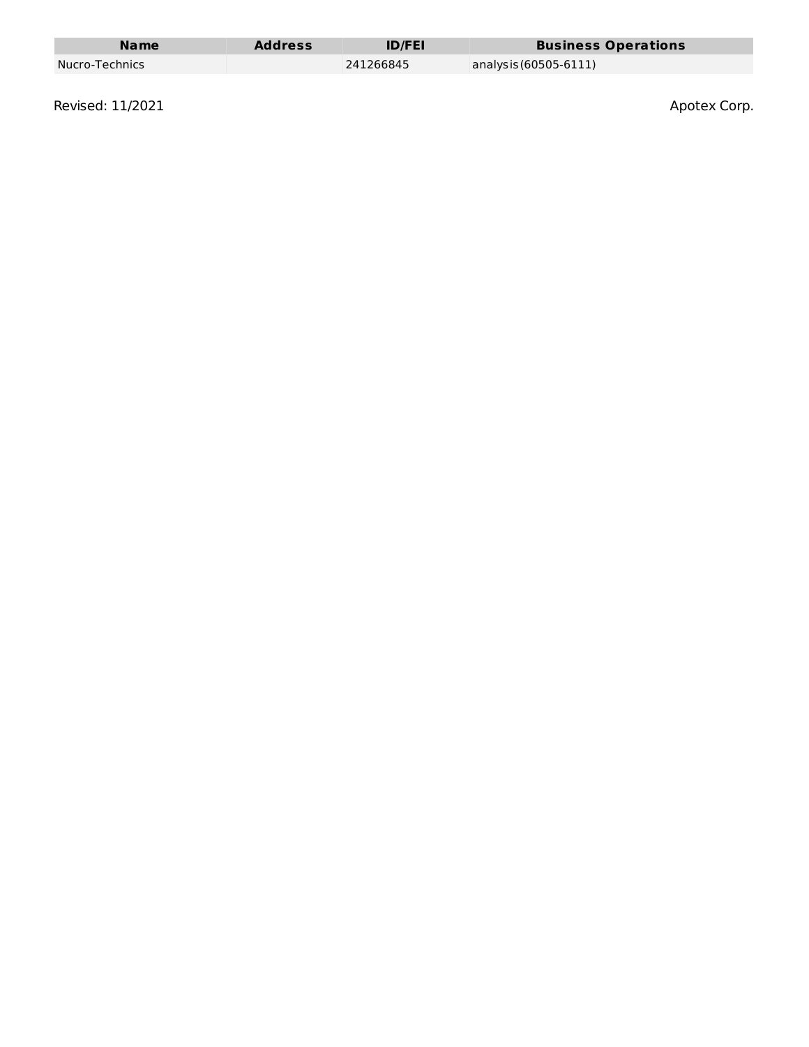| Name | Address | ID/FEI | Business Operations |
| --- | --- | --- | --- |
| Nucro-Technics | | 241266845 | analysis(60505-6111) |

Revised: 11/2021

Apotex Corp.